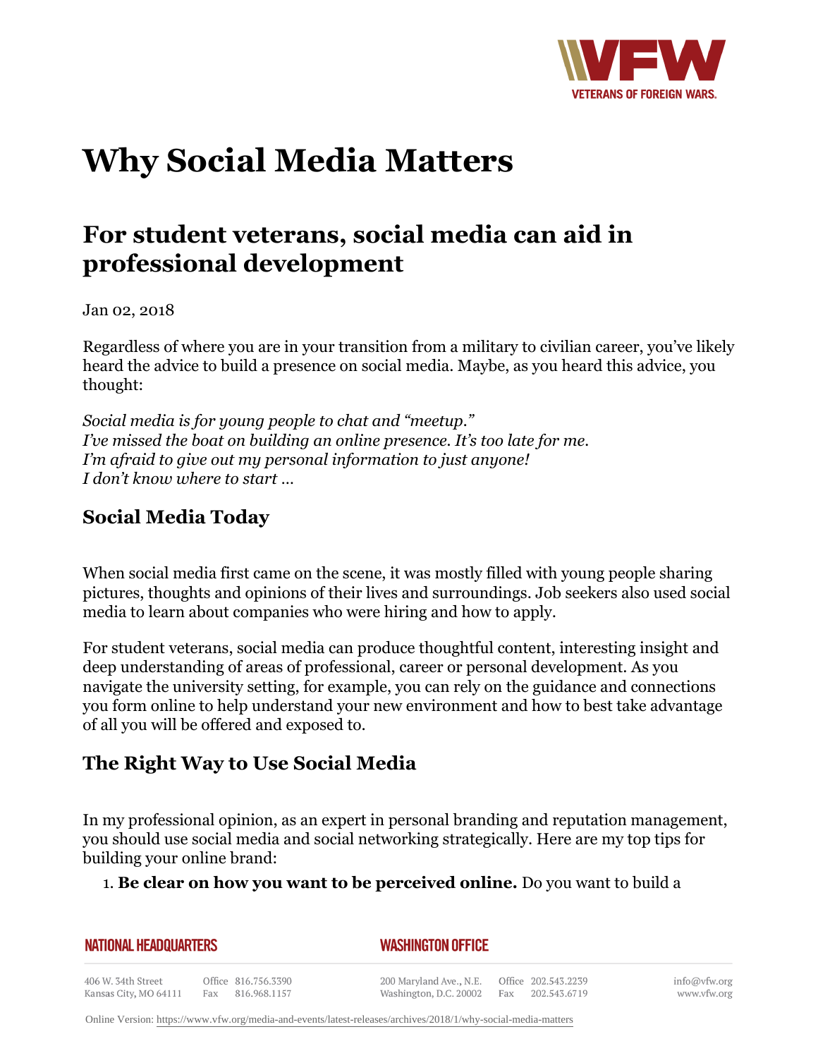# Why Social Media Matters

## For student veterans, social media can aid in professional development

Jan 02, 2018

Regardless of where you are in your transition from a military to civilian career, you've likely heard the advice to build a presence on social media. Maybe, as you heard this advice, you thought:

*Social media is for young people to chat and "meetup."*
*I've missed the boat on building an online presence. It's too late for me.*
*I'm afraid to give out my personal information to just anyone!*
*I don't know where to start …*

### Social Media Today

When social media first came on the scene, it was mostly filled with young people sharing pictures, thoughts and opinions of their lives and surroundings. Job seekers also used social media to learn about companies who were hiring and how to apply.

For student veterans, social media can produce thoughtful content, interesting insight and deep understanding of areas of professional, career or personal development. As you navigate the university setting, for example, you can rely on the guidance and connections you form online to help understand your new environment and how to best take advantage of all you will be offered and exposed to.

### The Right Way to Use Social Media

In my professional opinion, as an expert in personal branding and reputation management, you should use social media and social networking strategically. Here are my top tips for building your online brand:

1. **Be clear on how you want to be perceived online.** Do you want to build a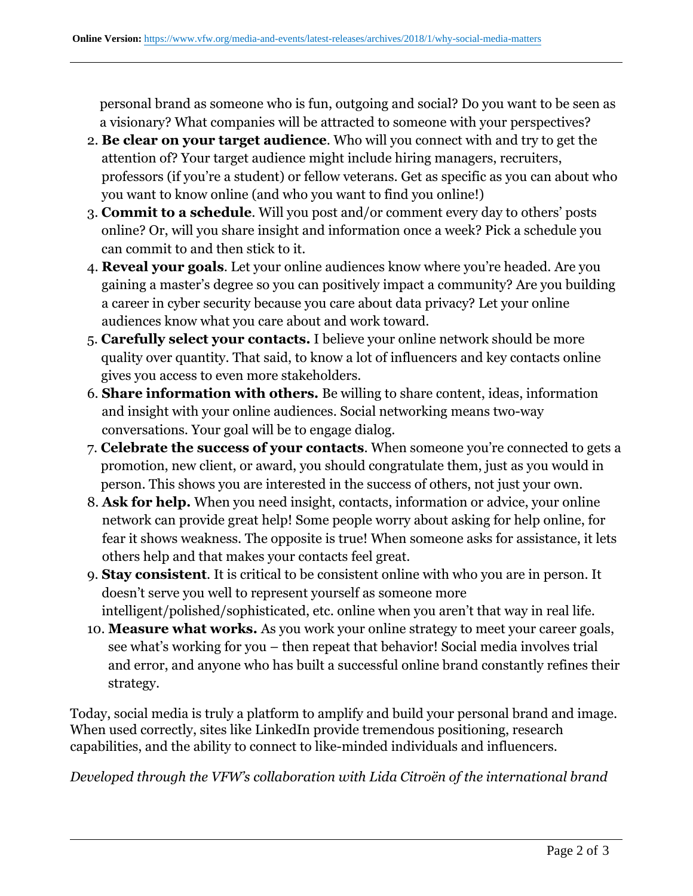personal brand as someone who is fun, outgoing and social? Do you want to be seen as a visionary? What companies will be attracted to someone with your perspectives?

2. **Be clear on your target audience**. Who will you connect with and try to get the attention of? Your target audience might include hiring managers, recruiters, professors (if you're a student) or fellow veterans. Get as specific as you can about who you want to know online (and who you want to find you online!)
3. **Commit to a schedule**. Will you post and/or comment every day to others' posts online? Or, will you share insight and information once a week? Pick a schedule you can commit to and then stick to it.
4. **Reveal your goals**. Let your online audiences know where you're headed. Are you gaining a master's degree so you can positively impact a community? Are you building a career in cyber security because you care about data privacy? Let your online audiences know what you care about and work toward.
5. **Carefully select your contacts.** I believe your online network should be more quality over quantity. That said, to know a lot of influencers and key contacts online gives you access to even more stakeholders.
6. **Share information with others.** Be willing to share content, ideas, information and insight with your online audiences. Social networking means two-way conversations. Your goal will be to engage dialog.
7. **Celebrate the success of your contacts**. When someone you're connected to gets a promotion, new client, or award, you should congratulate them, just as you would in person. This shows you are interested in the success of others, not just your own.
8. **Ask for help.** When you need insight, contacts, information or advice, your online network can provide great help! Some people worry about asking for help online, for fear it shows weakness. The opposite is true! When someone asks for assistance, it lets others help and that makes your contacts feel great.
9. **Stay consistent**. It is critical to be consistent online with who you are in person. It doesn't serve you well to represent yourself as someone more intelligent/polished/sophisticated, etc. online when you aren't that way in real life.
10. **Measure what works.** As you work your online strategy to meet your career goals, see what's working for you – then repeat that behavior! Social media involves trial and error, and anyone who has built a successful online brand constantly refines their strategy.

Today, social media is truly a platform to amplify and build your personal brand and image. When used correctly, sites like LinkedIn provide tremendous positioning, research capabilities, and the ability to connect to like-minded individuals and influencers.

*Developed through the VFW's collaboration with Lida Citroën of the international brand*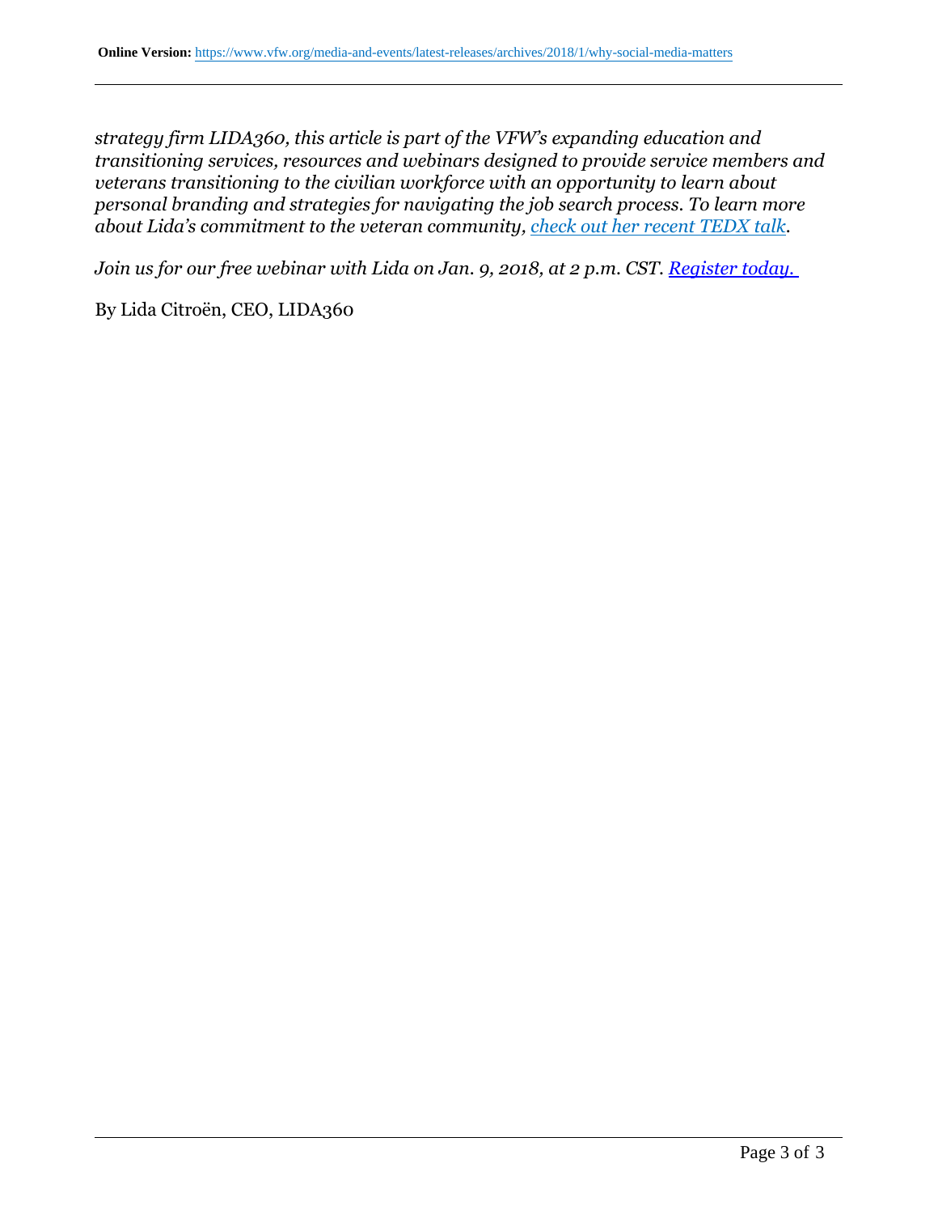*strategy firm LIDA360, this article is part of the VFW's expanding education and transitioning services, resources and webinars designed to provide service members and veterans transitioning to the civilian workforce with an opportunity to learn about personal branding and strategies for navigating the job search process. To learn more about Lida's commitment to the veteran community, check out her recent TEDX talk.*

*Join us for our free webinar with Lida on Jan. 9, 2018, at 2 p.m. CST. Register today.*

By Lida Citroën, CEO, LIDA360